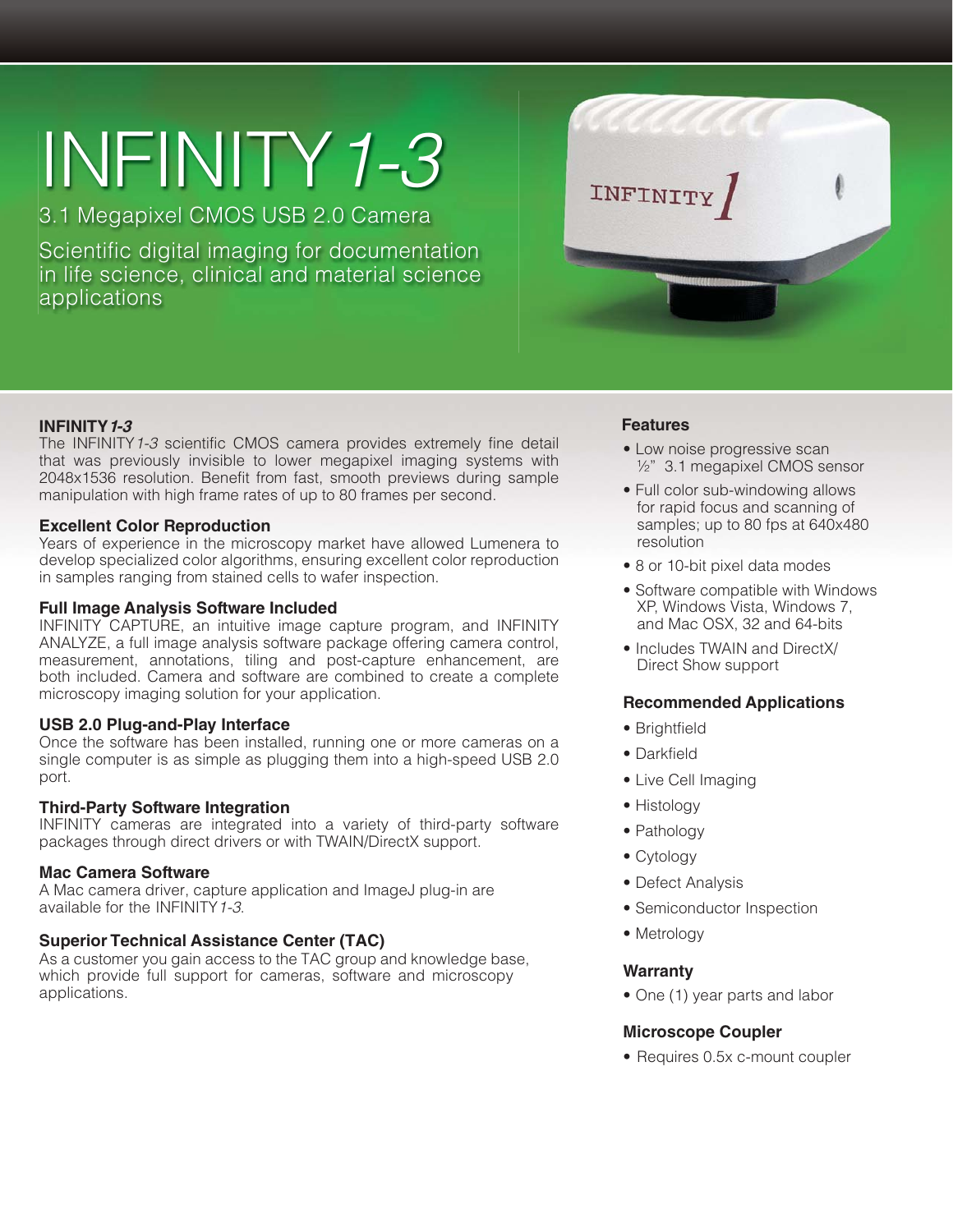# INFINITY *1-3*

3.1 Megapixel CMOS USB 2.0 Camera

Scientific digital imaging for documentation in life science, clinical and material science applications

## INFINITY *1-3*

The INFINITY *1-3* scientific CMOS camera provides extremely fine detail that was previously invisible to lower megapixel imaging systems with 2048x1536 resolution. Benefit from fast, smooth previews during sample manipulation with high frame rates of up to 80 frames per second.

### Excellent Color Reproduction

Years of experience in the microscopy market have allowed Lumenera to develop specialized color algorithms, ensuring excellent color reproduction in samples ranging from stained cells to wafer inspection.

### Full Image Analysis Software Included

INFINITY CAPTURE, an intuitive image capture program, and INFINITY ANALYZE, a full image analysis software package offering camera control, measurement, annotations, tiling and post-capture enhancement, are both included. Camera and software are combined to create a complete microscopy imaging solution for your application.

### USB 2.0 Plug-and-Play Interface

Once the software has been installed, running one or more cameras on a single computer is as simple as plugging them into a high-speed USB 2.0 port.

### Third-Party Software Integration

INFINITY cameras are integrated into a variety of third-party software packages through direct drivers or with TWAIN/DirectX support.

### Mac Camera Software

A Mac camera driver, capture application and ImageJ plug-in are available for the INFINITY *1-3*.

### Superior Technical Assistance Center (TAC)

As a customer you gain access to the TAC group and knowledge base, which provide full support for cameras, software and microscopy applications.

### Features

- Low noise progressive scan ½" 3.1 megapixel CMOS sensor
- Full color sub-windowing allows for rapid focus and scanning of samples; up to 80 fps at 640x480 resolution
- 8 or 10-bit pixel data modes
- Software compatible with Windows XP, Windows Vista, Windows 7, and Mac OSX, 32 and 64-bits
- Includes TWAIN and DirectX/ Direct Show support

### Recommended Applications

- Brightfield
- Darkfield
- Live Cell Imaging
- Histology
- Pathology
- Cytology
- Defect Analysis
- Semiconductor Inspection
- Metrology

### Warranty

- One (1) year parts and labor

### Microscope Coupler

- Requires 0.5x c-mount coupler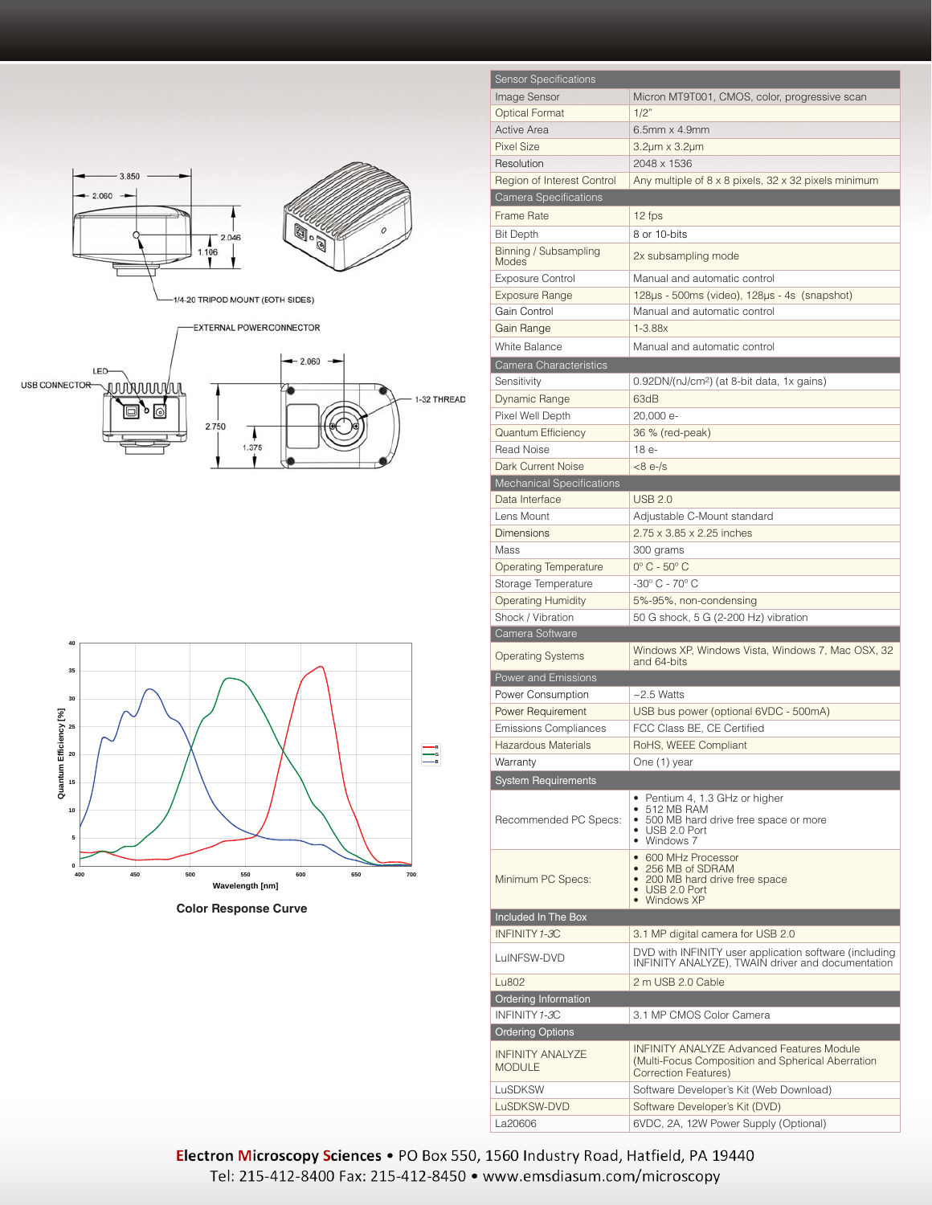3.850

2.060

2.046

1.106

1/4-20 TRIPOD MOUNT (EOTH SIDES)

EXTERNAL POWERCONNECTOR

LED

USB CONNECTOR

2.060

1-32 THREAD

2.750

1.375

40
35
30
25
20
15
10
5
0

Quantum Efficiency [%]

400 450 500 550 600 650 700

Wavelength [nm]

R
G
B

**Color Response Curve**

| | |
|---|---|
| **Sensor Specifications** | |
| Image Sensor | Micron MT9T001, CMOS, color, progressive scan |
| Optical Format | 1/2" |
| Active Area | 6.5mm x 4.9mm |
| Pixel Size | 3.2µm x 3.2µm |
| Resolution | 2048 x 1536 |
| Region of Interest Control | Any multiple of 8 x 8 pixels, 32 x 32 pixels minimum |
| **Camera Specifications** | |
| Frame Rate | 12 fps |
| Bit Depth | 8 or 10-bits |
| Binning / Subsampling Modes | 2x subsampling mode |
| Exposure Control | Manual and automatic control |
| Exposure Range | 128µs - 500ms (video), 128µs - 4s (snapshot) |
| Gain Control | Manual and automatic control |
| Gain Range | 1-3.88x |
| White Balance | Manual and automatic control |
| **Camera Characteristics** | |
| Sensitivity | 0.92DN/(nJ/cm²) (at 8-bit data, 1x gains) |
| Dynamic Range | 63dB |
| Pixel Well Depth | 20,000 e- |
| Quantum Efficiency | 36 % (red-peak) |
| Read Noise | 18 e- |
| Dark Current Noise | <8 e-/s |
| **Mechanical Specifications** | |
| Data Interface | USB 2.0 |
| Lens Mount | Adjustable C-Mount standard |
| Dimensions | 2.75 x 3.85 x 2.25 inches |
| Mass | 300 grams |
| Operating Temperature | 0° C - 50° C |
| Storage Temperature | -30° C - 70° C |
| Operating Humidity | 5%-95%, non-condensing |
| Shock / Vibration | 50 G shock, 5 G (2-200 Hz) vibration |
| **Camera Software** | |
| Operating Systems | Windows XP, Windows Vista, Windows 7, Mac OSX, 32 and 64-bits |
| **Power and Emissions** | |
| Power Consumption | ~2.5 Watts |
| Power Requirement | USB bus power (optional 6VDC - 500mA) |
| Emissions Compliances | FCC Class BE, CE Certified |
| Hazardous Materials | RoHS, WEEE Compliant |
| Warranty | One (1) year |
| **System Requirements** | |
| Recommended PC Specs: | • Pentium 4, 1.3 GHz or higher<br>• 512 MB RAM<br>• 500 MB hard drive free space or more<br>• USB 2.0 Port<br>• Windows 7 |
| Minimum PC Specs: | • 600 MHz Processor<br>• 256 MB of SDRAM<br>• 200 MB hard drive free space<br>• USB 2.0 Port<br>• Windows XP |
| **Included In The Box** | |
| INFINITY *1-3C* | 3.1 MP digital camera for USB 2.0 |
| LuINFSW-DVD | DVD with INFINITY user application software (including INFINITY ANALYZE), TWAIN driver and documentation |
| Lu802 | 2 m USB 2.0 Cable |
| **Ordering Information** | |
| INFINITY *1-3C* | 3.1 MP CMOS Color Camera |
| **Ordering Options** | |
| INFINITY ANALYZE MODULE | INFINITY ANALYZE Advanced Features Module (Multi-Focus Composition and Spherical Aberration Correction Features) |
| LuSDKSW | Software Developer's Kit (Web Download) |
| LuSDKSW-DVD | Software Developer's Kit (DVD) |
| La20606 | 6VDC, 2A, 12W Power Supply (Optional) |

**Electron Microscopy Sciences** • PO Box 550, 1560 Industry Road, Hatfield, PA 19440
Tel: 215-412-8400 Fax: 215-412-8450 • www.emsdiasum.com/microscopy